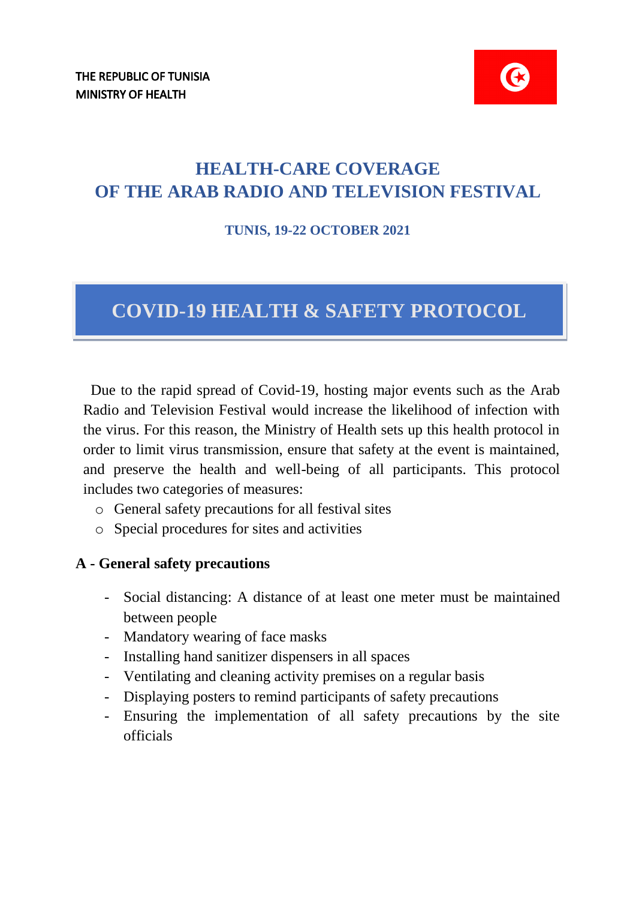THE REPUBLIC OF TUNISIA
MINISTRY OF HEALTH

# HEALTH-CARE COVERAGE OF THE ARAB RADIO AND TELEVISION FESTIVAL

**TUNIS, 19-22 OCTOBER 2021**

# COVID-19 HEALTH & SAFETY PROTOCOL

Due to the rapid spread of Covid-19, hosting major events such as the Arab Radio and Television Festival would increase the likelihood of infection with the virus. For this reason, the Ministry of Health sets up this health protocol in order to limit virus transmission, ensure that safety at the event is maintained, and preserve the health and well-being of all participants. This protocol includes two categories of measures:

- General safety precautions for all festival sites
- Special procedures for sites and activities

## A - General safety precautions

- Social distancing: A distance of at least one meter must be maintained between people
- Mandatory wearing of face masks
- Installing hand sanitizer dispensers in all spaces
- Ventilating and cleaning activity premises on a regular basis
- Displaying posters to remind participants of safety precautions
- Ensuring the implementation of all safety precautions by the site officials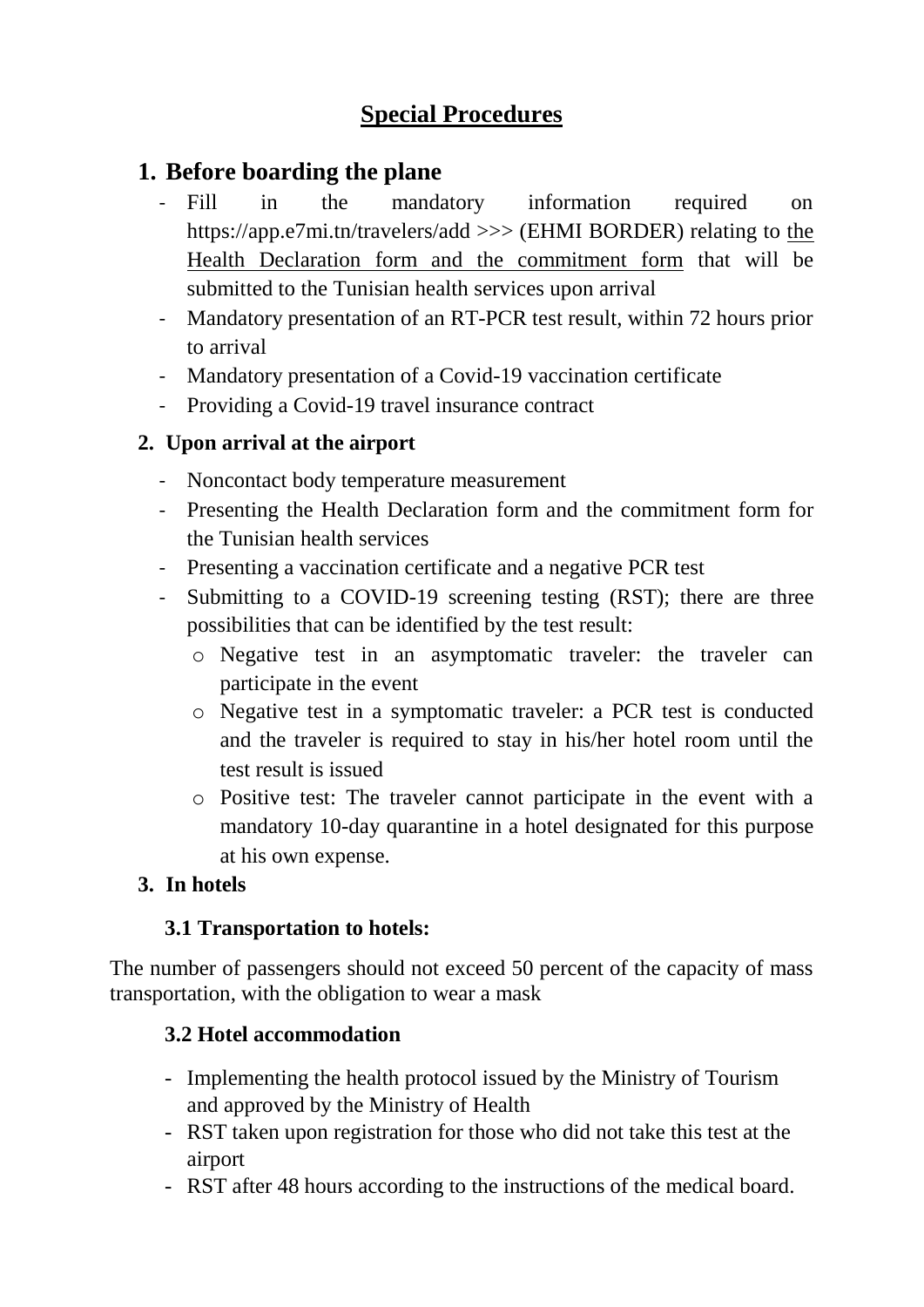# Special Procedures

## 1. Before boarding the plane

- Fill in the mandatory information required on https://app.e7mi.tn/travelers/add >>> (EHMI BORDER) relating to the Health Declaration form and the commitment form that will be submitted to the Tunisian health services upon arrival
- Mandatory presentation of an RT-PCR test result, within 72 hours prior to arrival
- Mandatory presentation of a Covid-19 vaccination certificate
- Providing a Covid-19 travel insurance contract

### 2. Upon arrival at the airport

- Noncontact body temperature measurement
- Presenting the Health Declaration form and the commitment form for the Tunisian health services
- Presenting a vaccination certificate and a negative PCR test
- Submitting to a COVID-19 screening testing (RST); there are three possibilities that can be identified by the test result:
  - Negative test in an asymptomatic traveler: the traveler can participate in the event
  - Negative test in a symptomatic traveler: a PCR test is conducted and the traveler is required to stay in his/her hotel room until the test result is issued
  - Positive test: The traveler cannot participate in the event with a mandatory 10-day quarantine in a hotel designated for this purpose at his own expense.

### 3. In hotels

#### 3.1 Transportation to hotels:

The number of passengers should not exceed 50 percent of the capacity of mass transportation, with the obligation to wear a mask

#### 3.2 Hotel accommodation

- Implementing the health protocol issued by the Ministry of Tourism and approved by the Ministry of Health
- RST taken upon registration for those who did not take this test at the airport
- RST after 48 hours according to the instructions of the medical board.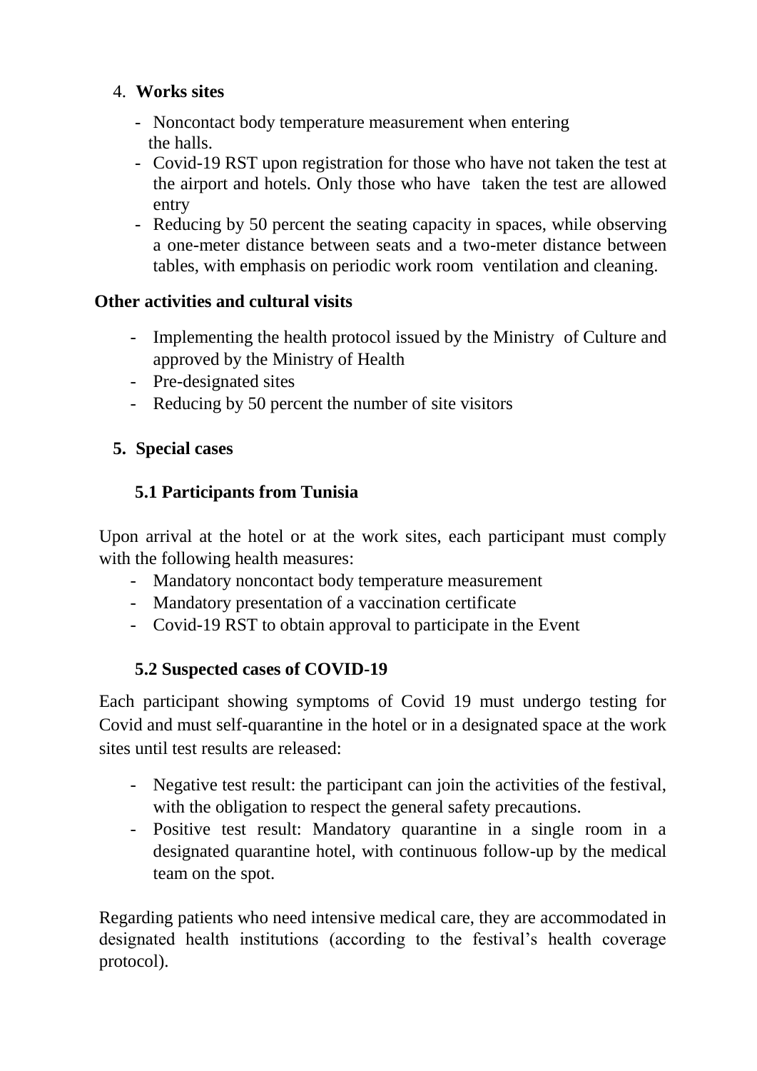4. **Works sites**

- Noncontact body temperature measurement when entering the halls.
- Covid-19 RST upon registration for those who have not taken the test at the airport and hotels. Only those who have taken the test are allowed entry
- Reducing by 50 percent the seating capacity in spaces, while observing a one-meter distance between seats and a two-meter distance between tables, with emphasis on periodic work room ventilation and cleaning.

**Other activities and cultural visits**

- Implementing the health protocol issued by the Ministry of Culture and approved by the Ministry of Health
- Pre-designated sites
- Reducing by 50 percent the number of site visitors

5. **Special cases**

**5.1 Participants from Tunisia**

Upon arrival at the hotel or at the work sites, each participant must comply with the following health measures:

- Mandatory noncontact body temperature measurement
- Mandatory presentation of a vaccination certificate
- Covid-19 RST to obtain approval to participate in the Event

**5.2 Suspected cases of COVID-19**

Each participant showing symptoms of Covid 19 must undergo testing for Covid and must self-quarantine in the hotel or in a designated space at the work sites until test results are released:

- Negative test result: the participant can join the activities of the festival, with the obligation to respect the general safety precautions.
- Positive test result: Mandatory quarantine in a single room in a designated quarantine hotel, with continuous follow-up by the medical team on the spot.

Regarding patients who need intensive medical care, they are accommodated in designated health institutions (according to the festival's health coverage protocol).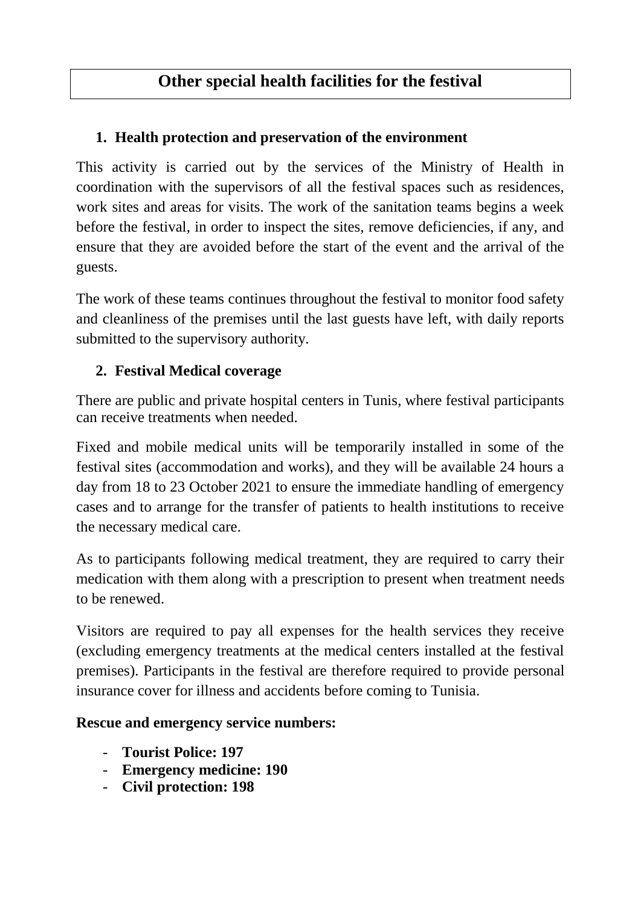# Other special health facilities for the festival

## 1. Health protection and preservation of the environment

This activity is carried out by the services of the Ministry of Health in coordination with the supervisors of all the festival spaces such as residences, work sites and areas for visits. The work of the sanitation teams begins a week before the festival, in order to inspect the sites, remove deficiencies, if any, and ensure that they are avoided before the start of the event and the arrival of the guests.

The work of these teams continues throughout the festival to monitor food safety and cleanliness of the premises until the last guests have left, with daily reports submitted to the supervisory authority.

## 2. Festival Medical coverage

There are public and private hospital centers in Tunis, where festival participants can receive treatments when needed.

Fixed and mobile medical units will be temporarily installed in some of the festival sites (accommodation and works), and they will be available 24 hours a day from 18 to 23 October 2021 to ensure the immediate handling of emergency cases and to arrange for the transfer of patients to health institutions to receive the necessary medical care.

As to participants following medical treatment, they are required to carry their medication with them along with a prescription to present when treatment needs to be renewed.

Visitors are required to pay all expenses for the health services they receive (excluding emergency treatments at the medical centers installed at the festival premises). Participants in the festival are therefore required to provide personal insurance cover for illness and accidents before coming to Tunisia.

**Rescue and emergency service numbers:**

- **Tourist Police: 197**
- **Emergency medicine: 190**
- **Civil protection: 198**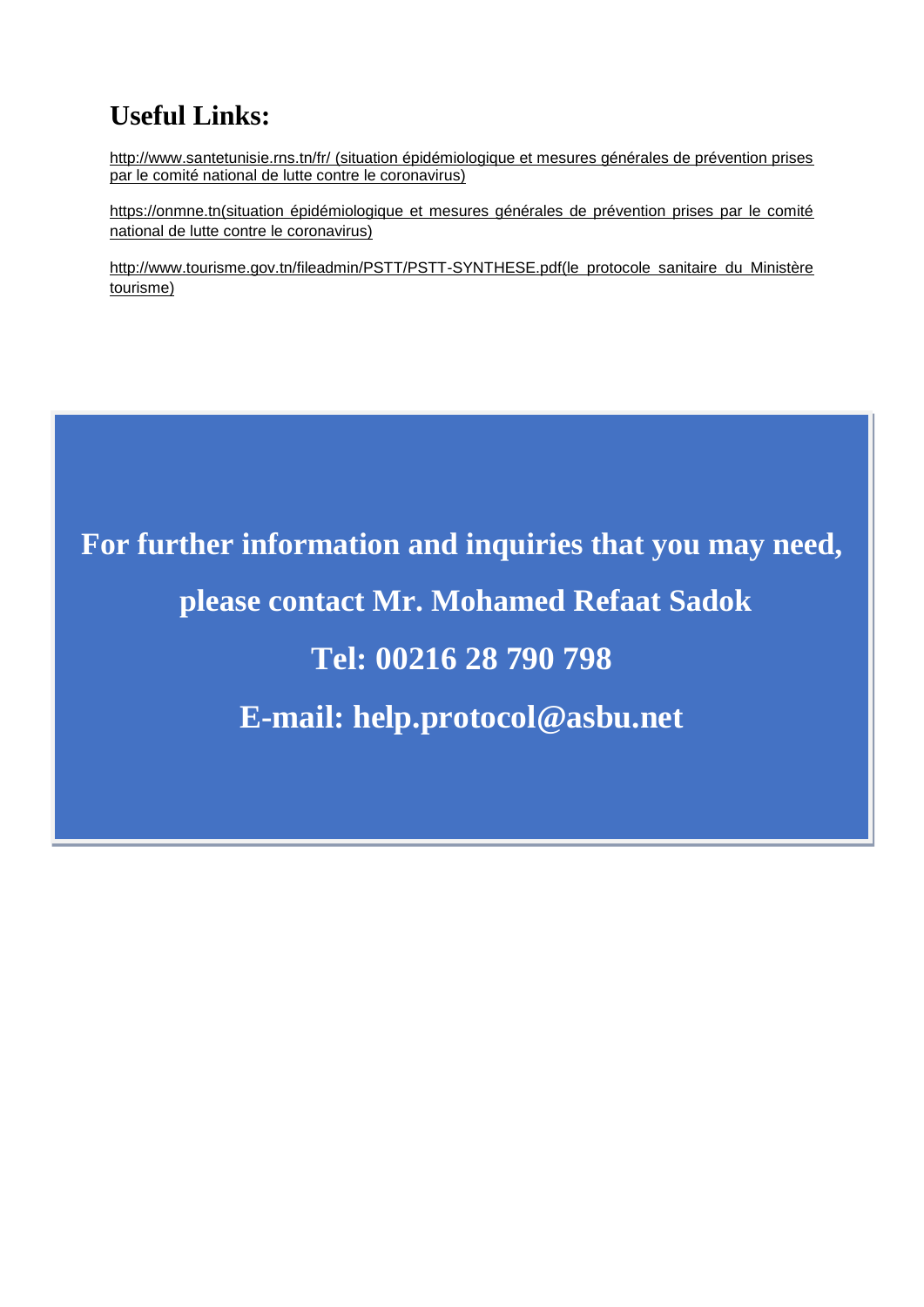## Useful Links:

http://www.santetunisie.rns.tn/fr/ (situation épidémiologique et mesures générales de prévention prises par le comité national de lutte contre le coronavirus)

https://onmne.tn(situation épidémiologique et mesures générales de prévention prises par le comité national de lutte contre le coronavirus)

http://www.tourisme.gov.tn/fileadmin/PSTT/PSTT-SYNTHESE.pdf(le protocole sanitaire du Ministère tourisme)

**For further information and inquiries that you may need,**

**please contact Mr. Mohamed Refaat Sadok**

**Tel: 00216 28 790 798**

**E-mail: help.protocol@asbu.net**